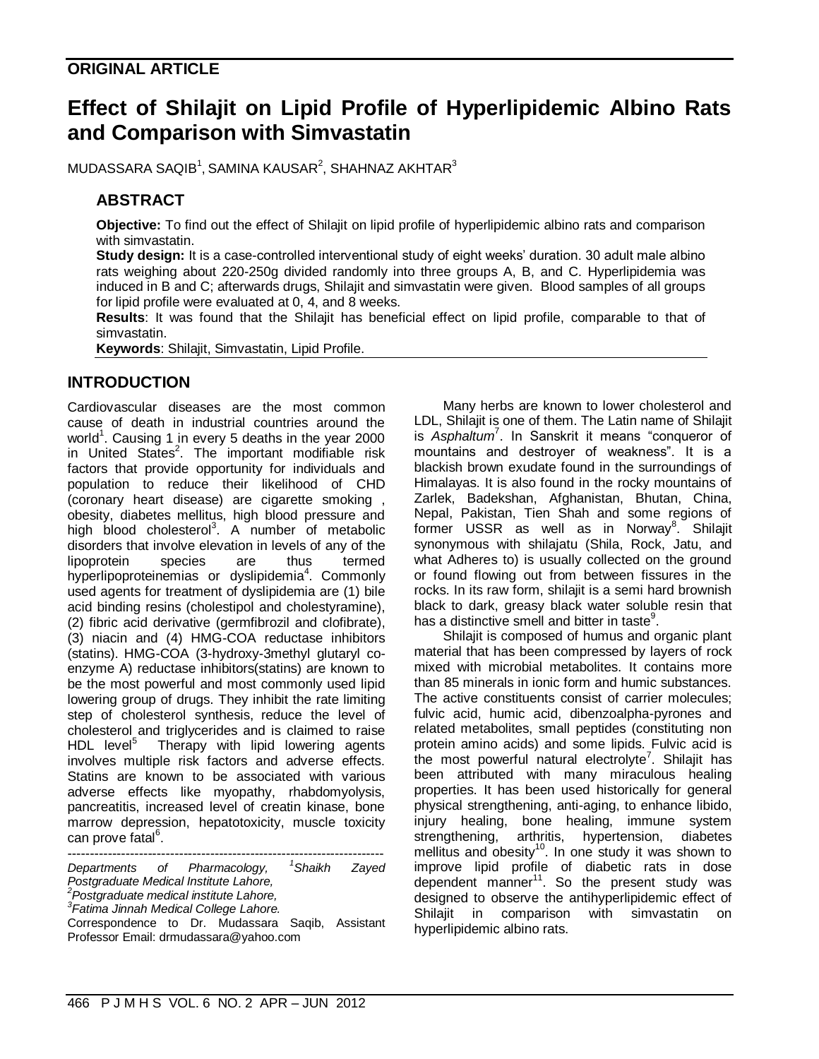**ORIGINAL ARTICLE**

# Effect of Shilajit on Lipid Profile of Hyperlipidemic Albino Rats and Comparison with Simvastatin

MUDASSARA SAQIB[1], SAMINA KAUSAR[2], SHAHNAZ AKHTAR[3]

## ABSTRACT

**Objective:** To find out the effect of Shilajit on lipid profile of hyperlipidemic albino rats and comparison with simvastatin.

**Study design:** It is a case-controlled interventional study of eight weeks' duration. 30 adult male albino rats weighing about 220-250g divided randomly into three groups A, B, and C. Hyperlipidemia was induced in B and C; afterwards drugs, Shilajit and simvastatin were given. Blood samples of all groups for lipid profile were evaluated at 0, 4, and 8 weeks.

**Results**: It was found that the Shilajit has beneficial effect on lipid profile, comparable to that of simvastatin.

**Keywords**: Shilajit, Simvastatin, Lipid Profile.

## INTRODUCTION

Cardiovascular diseases are the most common cause of death in industrial countries around the world[1]. Causing 1 in every 5 deaths in the year 2000 in United States[2]. The important modifiable risk factors that provide opportunity for individuals and population to reduce their likelihood of CHD (coronary heart disease) are cigarette smoking , obesity, diabetes mellitus, high blood pressure and high blood cholesterol[3]. A number of metabolic disorders that involve elevation in levels of any of the lipoprotein species are thus termed hyperlipoproteinemias or dyslipidemia[4]. Commonly used agents for treatment of dyslipidemia are (1) bile acid binding resins (cholestipol and cholestyramine), (2) fibric acid derivative (germfibrozil and clofibrate), (3) niacin and (4) HMG-COA reductase inhibitors (statins). HMG-COA (3-hydroxy-3methyl glutaryl co-enzyme A) reductase inhibitors(statins) are known to be the most powerful and most commonly used lipid lowering group of drugs. They inhibit the rate limiting step of cholesterol synthesis, reduce the level of cholesterol and triglycerides and is claimed to raise HDL level[5] Therapy with lipid lowering agents involves multiple risk factors and adverse effects. Statins are known to be associated with various adverse effects like myopathy, rhabdomyolysis, pancreatitis, increased level of creatin kinase, bone marrow depression, hepatotoxicity, muscle toxicity can prove fatal[6].

Many herbs are known to lower cholesterol and LDL, Shilajit is one of them. The Latin name of Shilajit is *Asphaltum*[7]. In Sanskrit it means "conqueror of mountains and destroyer of weakness". It is a blackish brown exudate found in the surroundings of Himalayas. It is also found in the rocky mountains of Zarlek, Badekshan, Afghanistan, Bhutan, China, Nepal, Pakistan, Tien Shah and some regions of former USSR as well as in Norway[8]. Shilajit synonymous with shilajatu (Shila, Rock, Jatu, and what Adheres to) is usually collected on the ground or found flowing out from between fissures in the rocks. In its raw form, shilajit is a semi hard brownish black to dark, greasy black water soluble resin that has a distinctive smell and bitter in taste[9].

Shilajit is composed of humus and organic plant material that has been compressed by layers of rock mixed with microbial metabolites. It contains more than 85 minerals in ionic form and humic substances. The active constituents consist of carrier molecules; fulvic acid, humic acid, dibenzoalpha-pyrones and related metabolites, small peptides (constituting non protein amino acids) and some lipids. Fulvic acid is the most powerful natural electrolyte[7]. Shilajit has been attributed with many miraculous healing properties. It has been used historically for general physical strengthening, anti-aging, to enhance libido, injury healing, bone healing, immune system strengthening, arthritis, hypertension, diabetes mellitus and obesity[10]. In one study it was shown to improve lipid profile of diabetic rats in dose dependent manner[11]. So the present study was designed to observe the antihyperlipidemic effect of Shilajit in comparison with simvastatin on hyperlipidemic albino rats.

---

*Departments of Pharmacology, [1]Shaikh Zayed Postgraduate Medical Institute Lahore,*
*[2]Postgraduate medical institute Lahore,*
*[3]Fatima Jinnah Medical College Lahore.*
Correspondence to Dr. Mudassara Saqib, Assistant Professor Email: drmudassara@yahoo.com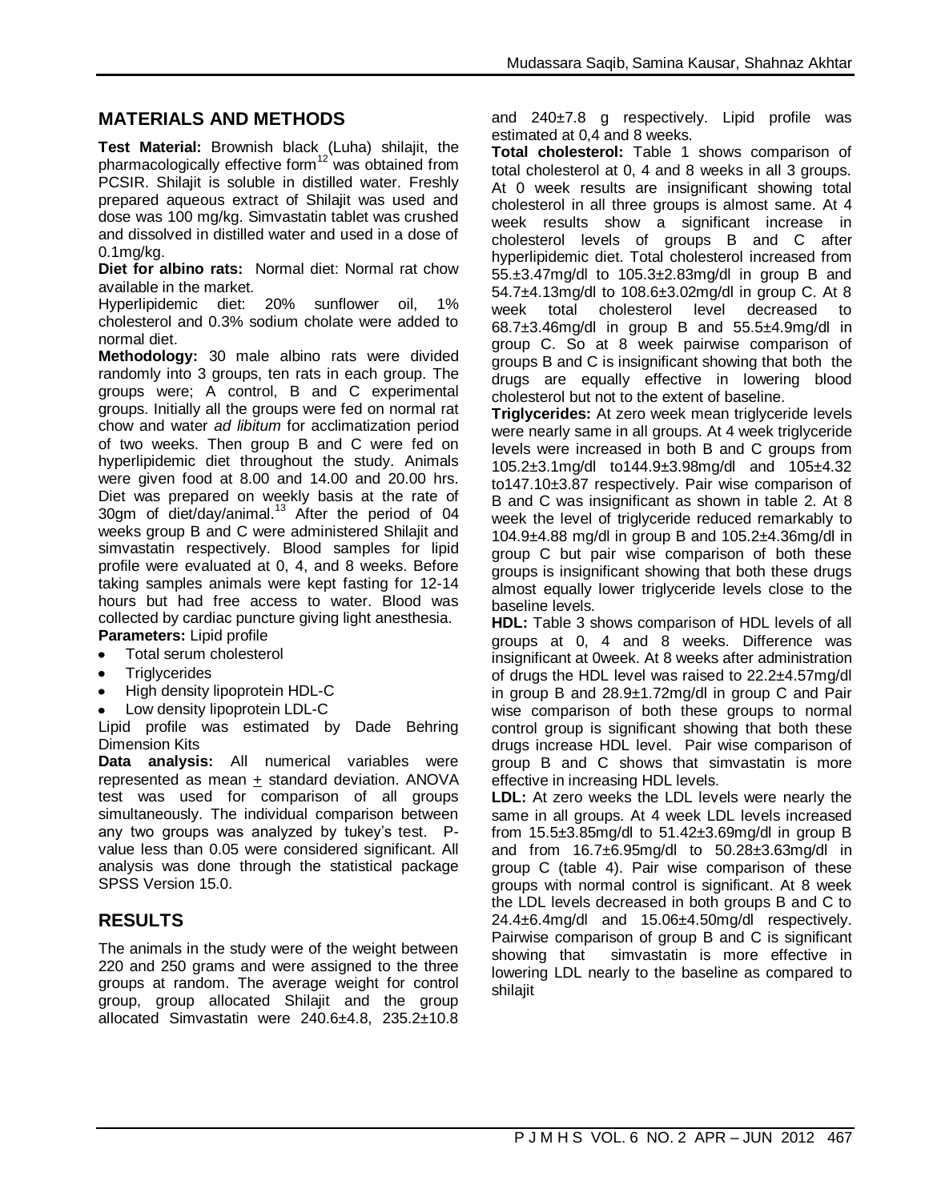## MATERIALS AND METHODS

**Test Material:** Brownish black (Luha) shilajit, the pharmacologically effective form[12] was obtained from PCSIR. Shilajit is soluble in distilled water. Freshly prepared aqueous extract of Shilajit was used and dose was 100 mg/kg. Simvastatin tablet was crushed and dissolved in distilled water and used in a dose of 0.1mg/kg.

**Diet for albino rats:** Normal diet: Normal rat chow available in the market.

Hyperlipidemic diet: 20% sunflower oil, 1% cholesterol and 0.3% sodium cholate were added to normal diet.

**Methodology:** 30 male albino rats were divided randomly into 3 groups, ten rats in each group. The groups were; A control, B and C experimental groups. Initially all the groups were fed on normal rat chow and water *ad libitum* for acclimatization period of two weeks. Then group B and C were fed on hyperlipidemic diet throughout the study. Animals were given food at 8.00 and 14.00 and 20.00 hrs. Diet was prepared on weekly basis at the rate of 30gm of diet/day/animal.[13] After the period of 04 weeks group B and C were administered Shilajit and simvastatin respectively. Blood samples for lipid profile were evaluated at 0, 4, and 8 weeks. Before taking samples animals were kept fasting for 12-14 hours but had free access to water. Blood was collected by cardiac puncture giving light anesthesia.

**Parameters:** Lipid profile

- Total serum cholesterol
- Triglycerides
- High density lipoprotein HDL-C
- Low density lipoprotein LDL-C

Lipid profile was estimated by Dade Behring Dimension Kits

**Data analysis:** All numerical variables were represented as mean ± standard deviation. ANOVA test was used for comparison of all groups simultaneously. The individual comparison between any two groups was analyzed by tukey's test. P-value less than 0.05 were considered significant. All analysis was done through the statistical package SPSS Version 15.0.

## RESULTS

The animals in the study were of the weight between 220 and 250 grams and were assigned to the three groups at random. The average weight for control group, group allocated Shilajit and the group allocated Simvastatin were 240.6±4.8, 235.2±10.8 and 240±7.8 g respectively. Lipid profile was estimated at 0,4 and 8 weeks.

**Total cholesterol:** Table 1 shows comparison of total cholesterol at 0, 4 and 8 weeks in all 3 groups. At 0 week results are insignificant showing total cholesterol in all three groups is almost same. At 4 week results show a significant increase in cholesterol levels of groups B and C after hyperlipidemic diet. Total cholesterol increased from 55.±3.47mg/dl to 105.3±2.83mg/dl in group B and 54.7±4.13mg/dl to 108.6±3.02mg/dl in group C. At 8 week total cholesterol level decreased to 68.7±3.46mg/dl in group B and 55.5±4.9mg/dl in group C. So at 8 week pairwise comparison of groups B and C is insignificant showing that both the drugs are equally effective in lowering blood cholesterol but not to the extent of baseline.

**Triglycerides:** At zero week mean triglyceride levels were nearly same in all groups. At 4 week triglyceride levels were increased in both B and C groups from 105.2±3.1mg/dl to144.9±3.98mg/dl and 105±4.32 to147.10±3.87 respectively. Pair wise comparison of B and C was insignificant as shown in table 2. At 8 week the level of triglyceride reduced remarkably to 104.9±4.88 mg/dl in group B and 105.2±4.36mg/dl in group C but pair wise comparison of both these groups is insignificant showing that both these drugs almost equally lower triglyceride levels close to the baseline levels.

**HDL:** Table 3 shows comparison of HDL levels of all groups at 0, 4 and 8 weeks. Difference was insignificant at 0week. At 8 weeks after administration of drugs the HDL level was raised to 22.2±4.57mg/dl in group B and 28.9±1.72mg/dl in group C and Pair wise comparison of both these groups to normal control group is significant showing that both these drugs increase HDL level. Pair wise comparison of group B and C shows that simvastatin is more effective in increasing HDL levels.

**LDL:** At zero weeks the LDL levels were nearly the same in all groups. At 4 week LDL levels increased from 15.5±3.85mg/dl to 51.42±3.69mg/dl in group B and from 16.7±6.95mg/dl to 50.28±3.63mg/dl in group C (table 4). Pair wise comparison of these groups with normal control is significant. At 8 week the LDL levels decreased in both groups B and C to 24.4±6.4mg/dl and 15.06±4.50mg/dl respectively. Pairwise comparison of group B and C is significant showing that simvastatin is more effective in lowering LDL nearly to the baseline as compared to shilajit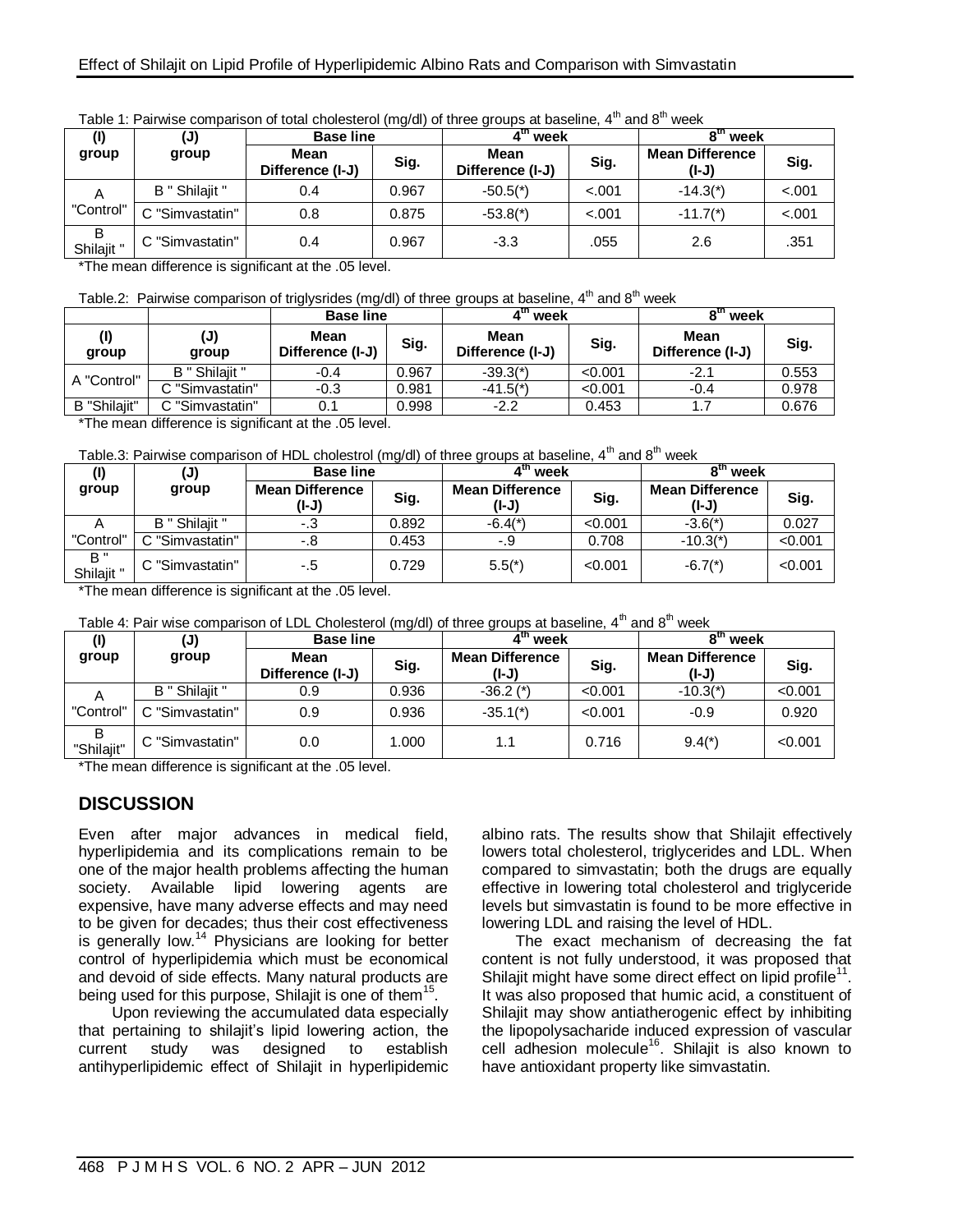Table 1: Pairwise comparison of total cholesterol (mg/dl) of three groups at baseline, 4th and 8th week

| (I) group | (J) group | Base line | | 4th week | | 8th week | |
|---|---|---|---|---|---|---|---|
| | | Mean Difference (I-J) | Sig. | Mean Difference (I-J) | Sig. | Mean Difference (I-J) | Sig. |
| A "Control" | B " Shilajit " | 0.4 | 0.967 | -50.5(*) | <.001 | -14.3(*) | <.001 |
| | C "Simvastatin" | 0.8 | 0.875 | -53.8(*) | <.001 | -11.7(*) | <.001 |
| B Shilajit " | C "Simvastatin" | 0.4 | 0.967 | -3.3 | .055 | 2.6 | .351 |

*The mean difference is significant at the .05 level.

Table.2: Pairwise comparison of triglysrides (mg/dl) of three groups at baseline, 4th and 8th week

| (I) group | (J) group | Base line | | 4th week | | 8th week | |
|---|---|---|---|---|---|---|---|
| | | Mean Difference (I-J) | Sig. | Mean Difference (I-J) | Sig. | Mean Difference (I-J) | Sig. |
| A "Control" | B " Shilajit " | -0.4 | 0.967 | -39.3(*) | <0.001 | -2.1 | 0.553 |
| | C "Simvastatin" | -0.3 | 0.981 | -41.5(*) | <0.001 | -0.4 | 0.978 |
| B "Shilajit" | C "Simvastatin" | 0.1 | 0.998 | -2.2 | 0.453 | 1.7 | 0.676 |

*The mean difference is significant at the .05 level.

Table.3: Pairwise comparison of HDL cholestrol (mg/dl) of three groups at baseline, 4th and 8th week

| (I) group | (J) group | Base line | | 4th week | | 8th week | |
|---|---|---|---|---|---|---|---|
| | | Mean Difference (I-J) | Sig. | Mean Difference (I-J) | Sig. | Mean Difference (I-J) | Sig. |
| A "Control" | B " Shilajit " | -.3 | 0.892 | -6.4(*) | <0.001 | -3.6(*) | 0.027 |
| | C "Simvastatin" | -.8 | 0.453 | -.9 | 0.708 | -10.3(*) | <0.001 |
| B " Shilajit " | C "Simvastatin" | -.5 | 0.729 | 5.5(*) | <0.001 | -6.7(*) | <0.001 |

*The mean difference is significant at the .05 level.

Table 4: Pair wise comparison of LDL Cholesterol (mg/dl) of three groups at baseline, 4th and 8th week

| (I) group | (J) group | Base line | | 4th week | | 8th week | |
|---|---|---|---|---|---|---|---|
| | | Mean Difference (I-J) | Sig. | Mean Difference (I-J) | Sig. | Mean Difference (I-J) | Sig. |
| A "Control" | B " Shilajit " | 0.9 | 0.936 | -36.2 (*) | <0.001 | -10.3(*) | <0.001 |
| | C "Simvastatin" | 0.9 | 0.936 | -35.1(*) | <0.001 | -0.9 | 0.920 |
| B "Shilajit" | C "Simvastatin" | 0.0 | 1.000 | 1.1 | 0.716 | 9.4(*) | <0.001 |

*The mean difference is significant at the .05 level.

## DISCUSSION

Even after major advances in medical field, hyperlipidemia and its complications remain to be one of the major health problems affecting the human society. Available lipid lowering agents are expensive, have many adverse effects and may need to be given for decades; thus their cost effectiveness is generally low.[14] Physicians are looking for better control of hyperlipidemia which must be economical and devoid of side effects. Many natural products are being used for this purpose, Shilajit is one of them[15].

Upon reviewing the accumulated data especially that pertaining to shilajit's lipid lowering action, the current study was designed to establish antihyperlipidemic effect of Shilajit in hyperlipidemic albino rats. The results show that Shilajit effectively lowers total cholesterol, triglycerides and LDL. When compared to simvastatin; both the drugs are equally effective in lowering total cholesterol and triglyceride levels but simvastatin is found to be more effective in lowering LDL and raising the level of HDL.

The exact mechanism of decreasing the fat content is not fully understood, it was proposed that Shilajit might have some direct effect on lipid profile[11]. It was also proposed that humic acid, a constituent of Shilajit may show antiatherogenic effect by inhibiting the lipopolysacharide induced expression of vascular cell adhesion molecule[16]. Shilajit is also known to have antioxidant property like simvastatin.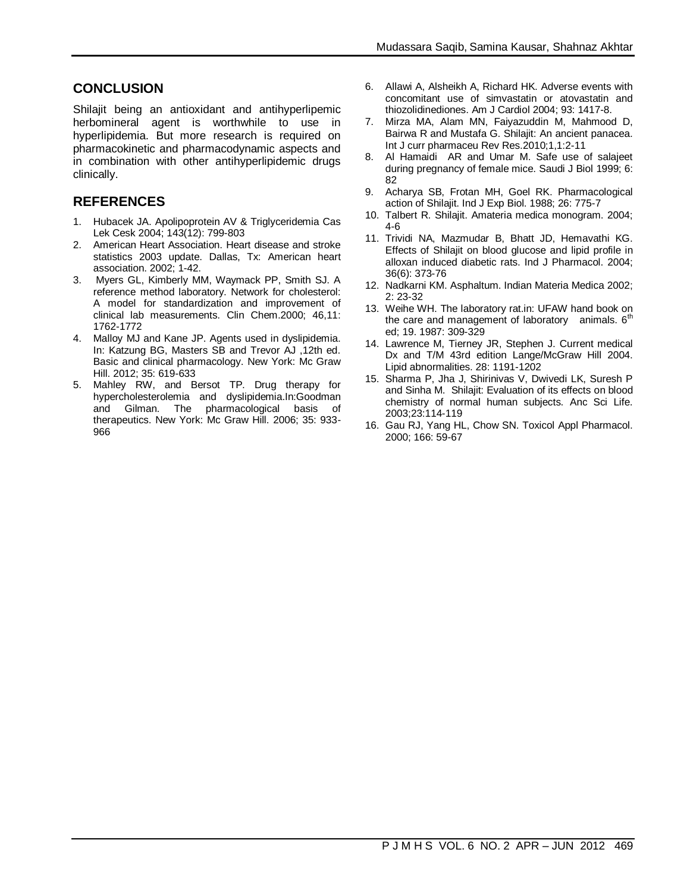## CONCLUSION

Shilajit being an antioxidant and antihyperlipemic herbomineral agent is worthwhile to use in hyperlipidemia. But more research is required on pharmacokinetic and pharmacodynamic aspects and in combination with other antihyperlipidemic drugs clinically.

## REFERENCES

1. Hubacek JA. Apolipoprotein AV & Triglyceridemia Cas Lek Cesk 2004; 143(12): 799-803
2. American Heart Association. Heart disease and stroke statistics 2003 update. Dallas, Tx: American heart association. 2002; 1-42.
3. Myers GL, Kimberly MM, Waymack PP, Smith SJ. A reference method laboratory. Network for cholesterol: A model for standardization and improvement of clinical lab measurements. Clin Chem.2000; 46,11: 1762-1772
4. Malloy MJ and Kane JP. Agents used in dyslipidemia. In: Katzung BG, Masters SB and Trevor AJ ,12th ed. Basic and clinical pharmacology. New York: Mc Graw Hill. 2012; 35: 619-633
5. Mahley RW, and Bersot TP. Drug therapy for hypercholesterolemia and dyslipidemia.In:Goodman and Gilman. The pharmacological basis of therapeutics. New York: Mc Graw Hill. 2006; 35: 933-966
6. Allawi A, Alsheikh A, Richard HK. Adverse events with concomitant use of simvastatin or atovastatin and thiozolidinediones. Am J Cardiol 2004; 93: 1417-8.
7. Mirza MA, Alam MN, Faiyazuddin M, Mahmood D, Bairwa R and Mustafa G. Shilajit: An ancient panacea. Int J curr pharmaceu Rev Res.2010;1,1:2-11
8. Al Hamaidi AR and Umar M. Safe use of salajeet during pregnancy of female mice. Saudi J Biol 1999; 6: 82
9. Acharya SB, Frotan MH, Goel RK. Pharmacological action of Shilajit. Ind J Exp Biol. 1988; 26: 775-7
10. Talbert R. Shilajit. Amateria medica monogram. 2004; 4-6
11. Trividi NA, Mazmudar B, Bhatt JD, Hemavathi KG. Effects of Shilajit on blood glucose and lipid profile in alloxan induced diabetic rats. Ind J Pharmacol. 2004; 36(6): 373-76
12. Nadkarni KM. Asphaltum. Indian Materia Medica 2002; 2: 23-32
13. Weihe WH. The laboratory rat.in: UFAW hand book on the care and management of laboratory animals. 6th ed; 19. 1987: 309-329
14. Lawrence M, Tierney JR, Stephen J. Current medical Dx and T/M 43rd edition Lange/McGraw Hill 2004. Lipid abnormalities. 28: 1191-1202
15. Sharma P, Jha J, Shirinivas V, Dwivedi LK, Suresh P and Sinha M. Shilajit: Evaluation of its effects on blood chemistry of normal human subjects. Anc Sci Life. 2003;23:114-119
16. Gau RJ, Yang HL, Chow SN. Toxicol Appl Pharmacol. 2000; 166: 59-67